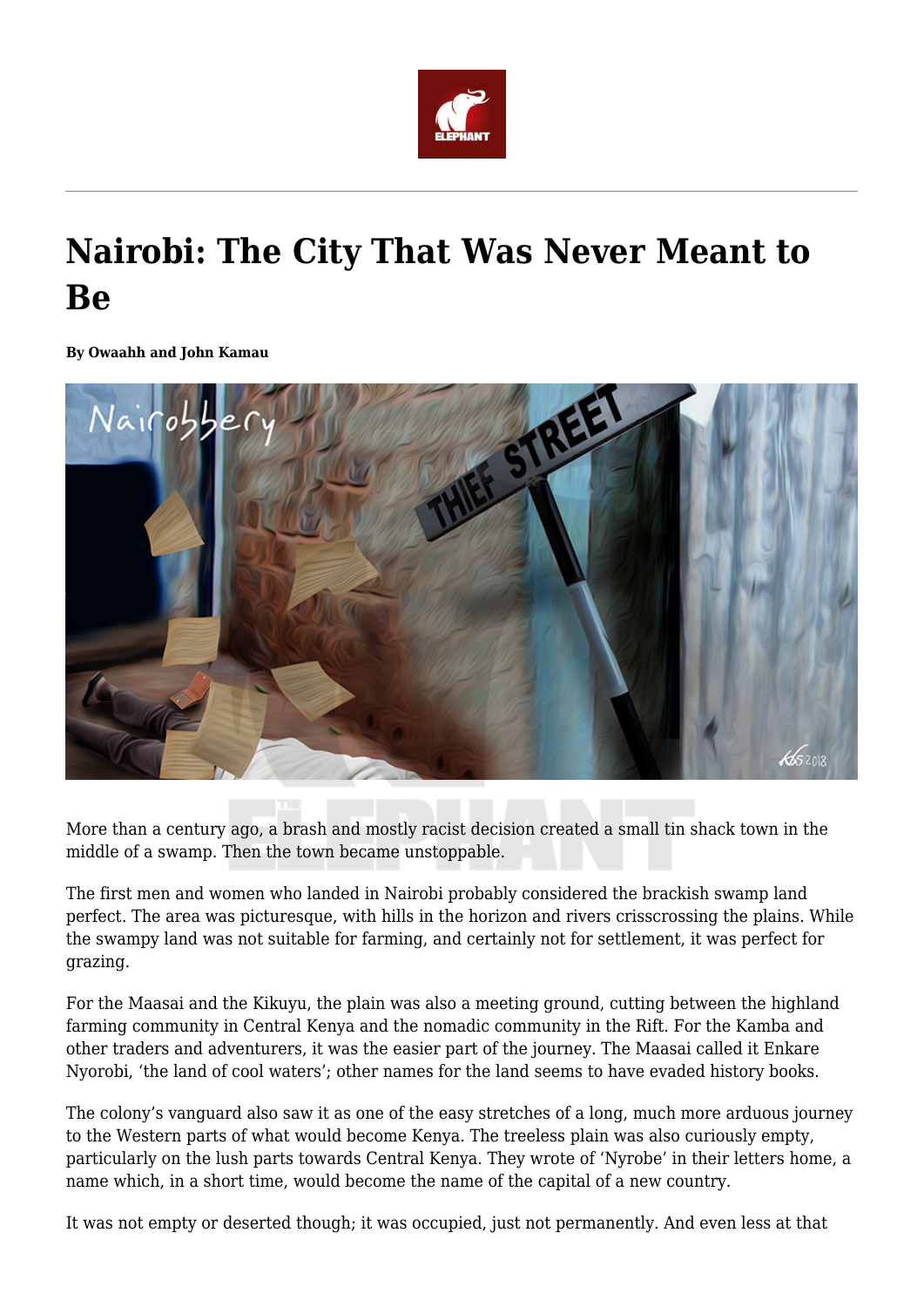# Nairobi: The City That Was Never Meant to Be

**By Owaahh and John Kamau**

More than a century ago, a brash and mostly racist decision created a small tin shack town in the middle of a swamp. Then the town became unstoppable.

The first men and women who landed in Nairobi probably considered the brackish swamp land perfect. The area was picturesque, with hills in the horizon and rivers crisscrossing the plains. While the swampy land was not suitable for farming, and certainly not for settlement, it was perfect for grazing.

For the Maasai and the Kikuyu, the plain was also a meeting ground, cutting between the highland farming community in Central Kenya and the nomadic community in the Rift. For the Kamba and other traders and adventurers, it was the easier part of the journey. The Maasai called it Enkare Nyorobi, 'the land of cool waters'; other names for the land seems to have evaded history books.

The colony's vanguard also saw it as one of the easy stretches of a long, much more arduous journey to the Western parts of what would become Kenya. The treeless plain was also curiously empty, particularly on the lush parts towards Central Kenya. They wrote of 'Nyrobe' in their letters home, a name which, in a short time, would become the name of the capital of a new country.

It was not empty or deserted though; it was occupied, just not permanently. And even less at that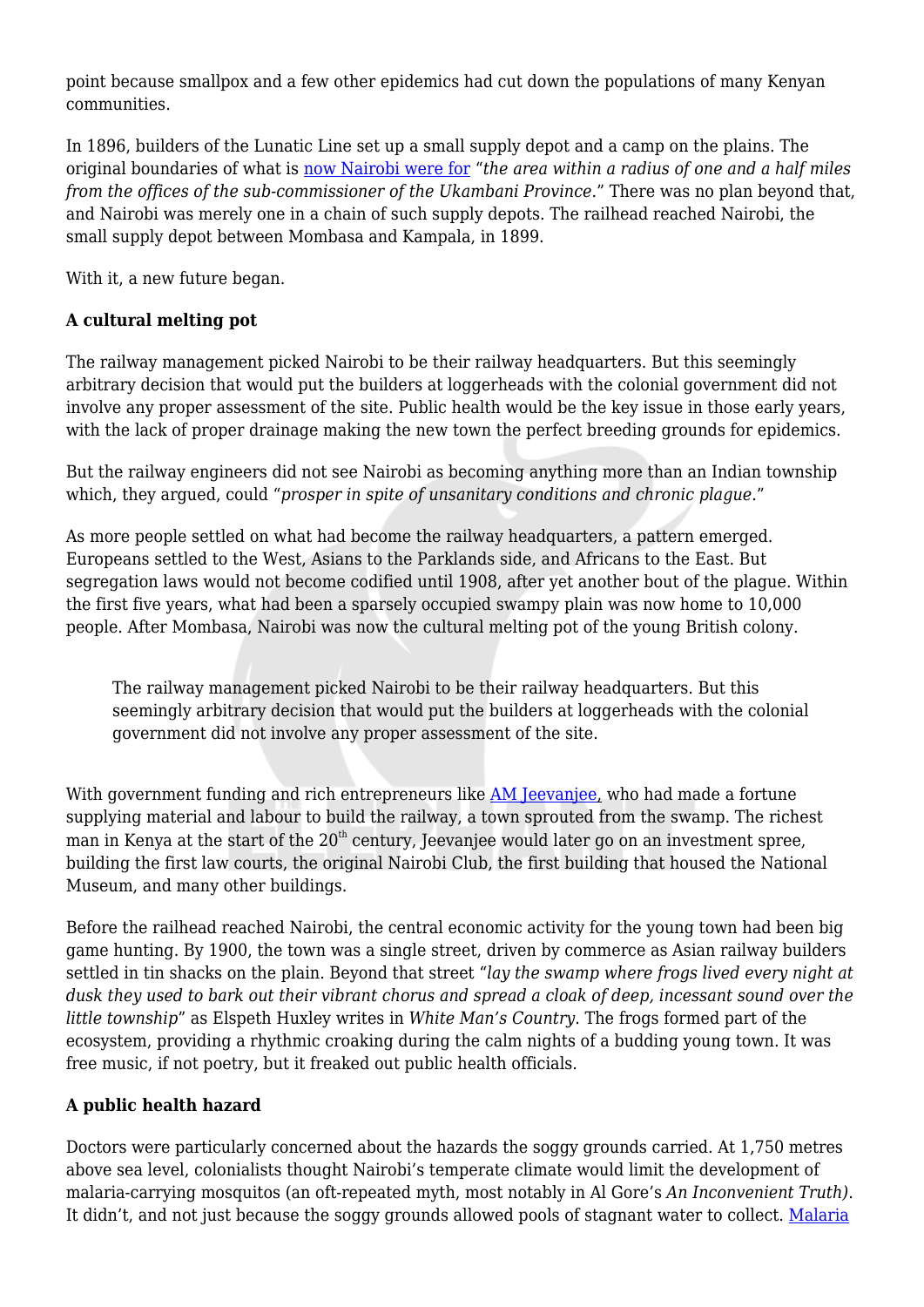point because smallpox and a few other epidemics had cut down the populations of many Kenyan communities.

In 1896, builders of the Lunatic Line set up a small supply depot and a camp on the plains. The original boundaries of what is now Nairobi were for "*the area within a radius of one and a half miles from the offices of the sub-commissioner of the Ukambani Province*." There was no plan beyond that, and Nairobi was merely one in a chain of such supply depots. The railhead reached Nairobi, the small supply depot between Mombasa and Kampala, in 1899.

With it, a new future began.

**A cultural melting pot**

The railway management picked Nairobi to be their railway headquarters. But this seemingly arbitrary decision that would put the builders at loggerheads with the colonial government did not involve any proper assessment of the site. Public health would be the key issue in those early years, with the lack of proper drainage making the new town the perfect breeding grounds for epidemics.

But the railway engineers did not see Nairobi as becoming anything more than an Indian township which, they argued, could "*prosper in spite of unsanitary conditions and chronic plague*."

As more people settled on what had become the railway headquarters, a pattern emerged. Europeans settled to the West, Asians to the Parklands side, and Africans to the East. But segregation laws would not become codified until 1908, after yet another bout of the plague. Within the first five years, what had been a sparsely occupied swampy plain was now home to 10,000 people. After Mombasa, Nairobi was now the cultural melting pot of the young British colony.

> The railway management picked Nairobi to be their railway headquarters. But this seemingly arbitrary decision that would put the builders at loggerheads with the colonial government did not involve any proper assessment of the site.

With government funding and rich entrepreneurs like AM Jeevanjee, who had made a fortune supplying material and labour to build the railway, a town sprouted from the swamp. The richest man in Kenya at the start of the 20th century, Jeevanjee would later go on an investment spree, building the first law courts, the original Nairobi Club, the first building that housed the National Museum, and many other buildings.

Before the railhead reached Nairobi, the central economic activity for the young town had been big game hunting. By 1900, the town was a single street, driven by commerce as Asian railway builders settled in tin shacks on the plain. Beyond that street "*lay the swamp where frogs lived every night at dusk they used to bark out their vibrant chorus and spread a cloak of deep, incessant sound over the little township*" as Elspeth Huxley writes in *White Man's Country.* The frogs formed part of the ecosystem, providing a rhythmic croaking during the calm nights of a budding young town. It was free music, if not poetry, but it freaked out public health officials.

**A public health hazard**

Doctors were particularly concerned about the hazards the soggy grounds carried. At 1,750 metres above sea level, colonialists thought Nairobi's temperate climate would limit the development of malaria-carrying mosquitos (an oft-repeated myth, most notably in Al Gore's *An Inconvenient Truth).* It didn't, and not just because the soggy grounds allowed pools of stagnant water to collect. Malaria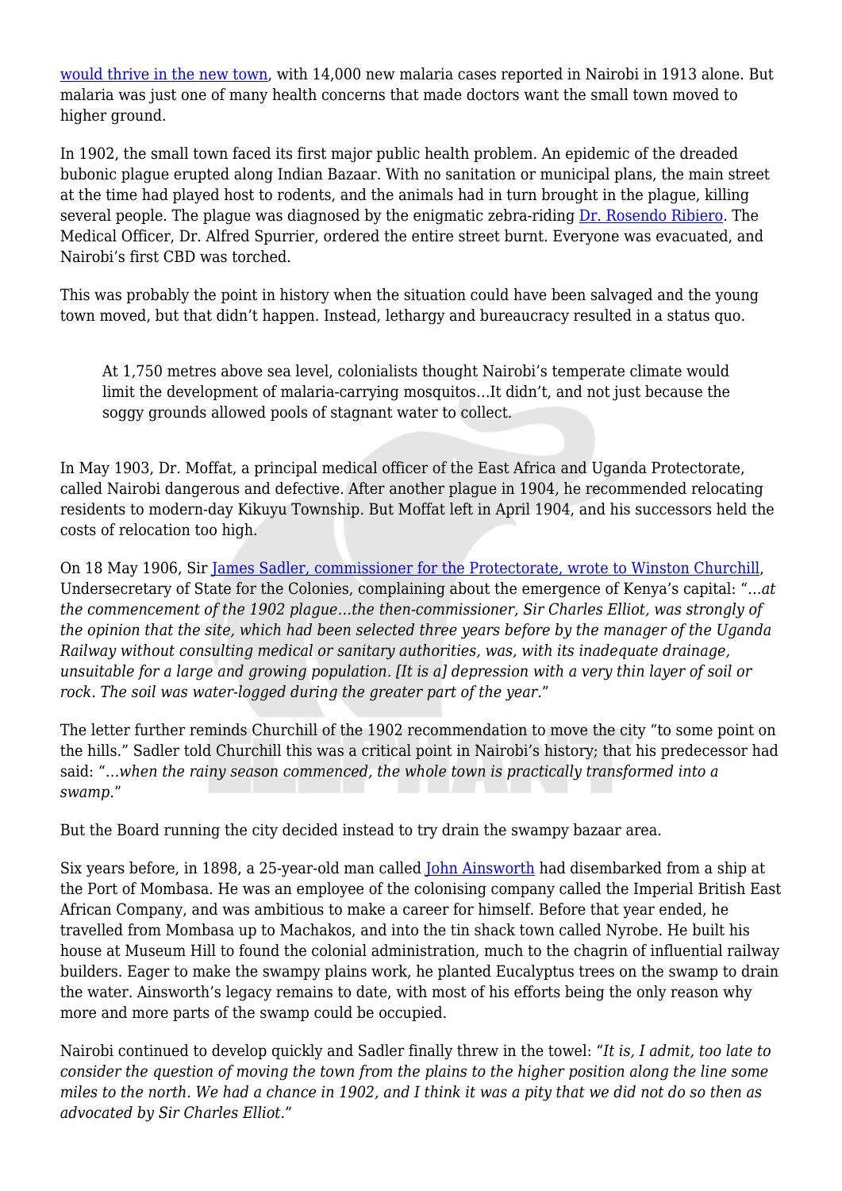[would thrive in the new town](), with 14,000 new malaria cases reported in Nairobi in 1913 alone. But malaria was just one of many health concerns that made doctors want the small town moved to higher ground.

In 1902, the small town faced its first major public health problem. An epidemic of the dreaded bubonic plague erupted along Indian Bazaar. With no sanitation or municipal plans, the main street at the time had played host to rodents, and the animals had in turn brought in the plague, killing several people. The plague was diagnosed by the enigmatic zebra-riding [Dr. Rosendo Ribiero](). The Medical Officer, Dr. Alfred Spurrier, ordered the entire street burnt. Everyone was evacuated, and Nairobi's first CBD was torched.

This was probably the point in history when the situation could have been salvaged and the young town moved, but that didn't happen. Instead, lethargy and bureaucracy resulted in a status quo.

> At 1,750 metres above sea level, colonialists thought Nairobi's temperate climate would limit the development of malaria-carrying mosquitos…It didn't, and not just because the soggy grounds allowed pools of stagnant water to collect.

In May 1903, Dr. Moffat, a principal medical officer of the East Africa and Uganda Protectorate, called Nairobi dangerous and defective. After another plague in 1904, he recommended relocating residents to modern-day Kikuyu Township. But Moffat left in April 1904, and his successors held the costs of relocation too high.

On 18 May 1906, Sir [James Sadler, commissioner for the Protectorate, wrote to Winston Churchill](), Undersecretary of State for the Colonies, complaining about the emergence of Kenya's capital: "*…at the commencement of the 1902 plague…the then-commissioner, Sir Charles Elliot, was strongly of the opinion that the site, which had been selected three years before by the manager of the Uganda Railway without consulting medical or sanitary authorities, was, with its inadequate drainage, unsuitable for a large and growing population. [It is a] depression with a very thin layer of soil or rock. The soil was water-logged during the greater part of the year.*"

The letter further reminds Churchill of the 1902 recommendation to move the city "to some point on the hills." Sadler told Churchill this was a critical point in Nairobi's history; that his predecessor had said: "*…when the rainy season commenced, the whole town is practically transformed into a swamp.*"

But the Board running the city decided instead to try drain the swampy bazaar area.

Six years before, in 1898, a 25-year-old man called [John Ainsworth]() had disembarked from a ship at the Port of Mombasa. He was an employee of the colonising company called the Imperial British East African Company, and was ambitious to make a career for himself. Before that year ended, he travelled from Mombasa up to Machakos, and into the tin shack town called Nyrobe. He built his house at Museum Hill to found the colonial administration, much to the chagrin of influential railway builders. Eager to make the swampy plains work, he planted Eucalyptus trees on the swamp to drain the water. Ainsworth's legacy remains to date, with most of his efforts being the only reason why more and more parts of the swamp could be occupied.

Nairobi continued to develop quickly and Sadler finally threw in the towel: "*It is, I admit, too late to consider the question of moving the town from the plains to the higher position along the line some miles to the north. We had a chance in 1902, and I think it was a pity that we did not do so then as advocated by Sir Charles Elliot.*"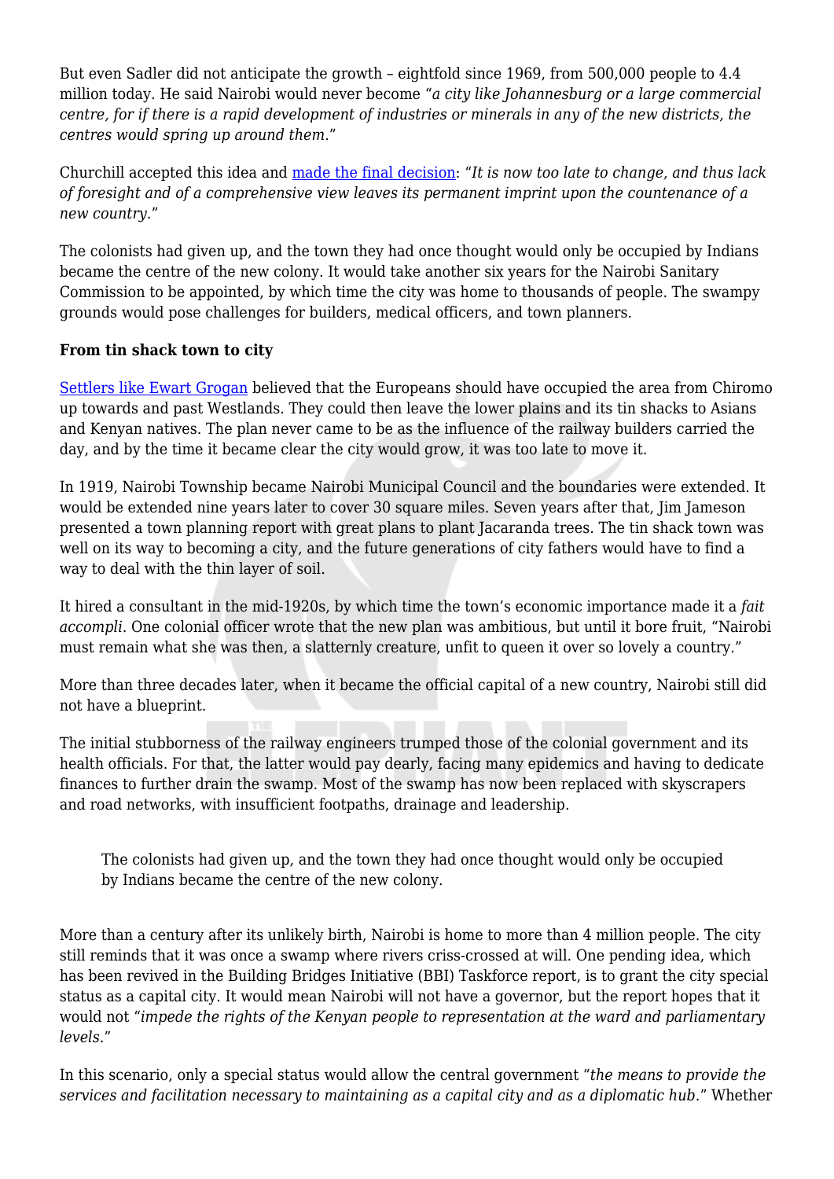But even Sadler did not anticipate the growth – eightfold since 1969, from 500,000 people to 4.4 million today. He said Nairobi would never become "*a city like Johannesburg or a large commercial centre, for if there is a rapid development of industries or minerals in any of the new districts, the centres would spring up around them*."

Churchill accepted this idea and [made the final decision](): "*It is now too late to change, and thus lack of foresight and of a comprehensive view leaves its permanent imprint upon the countenance of a new country*."

The colonists had given up, and the town they had once thought would only be occupied by Indians became the centre of the new colony. It would take another six years for the Nairobi Sanitary Commission to be appointed, by which time the city was home to thousands of people. The swampy grounds would pose challenges for builders, medical officers, and town planners.

**From tin shack town to city**

[Settlers like Ewart Grogan]() believed that the Europeans should have occupied the area from Chiromo up towards and past Westlands. They could then leave the lower plains and its tin shacks to Asians and Kenyan natives. The plan never came to be as the influence of the railway builders carried the day, and by the time it became clear the city would grow, it was too late to move it.

In 1919, Nairobi Township became Nairobi Municipal Council and the boundaries were extended. It would be extended nine years later to cover 30 square miles. Seven years after that, Jim Jameson presented a town planning report with great plans to plant Jacaranda trees. The tin shack town was well on its way to becoming a city, and the future generations of city fathers would have to find a way to deal with the thin layer of soil.

It hired a consultant in the mid-1920s, by which time the town's economic importance made it a *fait accompli*. One colonial officer wrote that the new plan was ambitious, but until it bore fruit, "Nairobi must remain what she was then, a slatternly creature, unfit to queen it over so lovely a country."

More than three decades later, when it became the official capital of a new country, Nairobi still did not have a blueprint.

The initial stubbornness of the railway engineers trumped those of the colonial government and its health officials. For that, the latter would pay dearly, facing many epidemics and having to dedicate finances to further drain the swamp. Most of the swamp has now been replaced with skyscrapers and road networks, with insufficient footpaths, drainage and leadership.

> The colonists had given up, and the town they had once thought would only be occupied by Indians became the centre of the new colony.

More than a century after its unlikely birth, Nairobi is home to more than 4 million people. The city still reminds that it was once a swamp where rivers criss-crossed at will. One pending idea, which has been revived in the Building Bridges Initiative (BBI) Taskforce report, is to grant the city special status as a capital city. It would mean Nairobi will not have a governor, but the report hopes that it would not "*impede the rights of the Kenyan people to representation at the ward and parliamentary levels*."

In this scenario, only a special status would allow the central government "*the means to provide the services and facilitation necessary to maintaining as a capital city and as a diplomatic hub*." Whether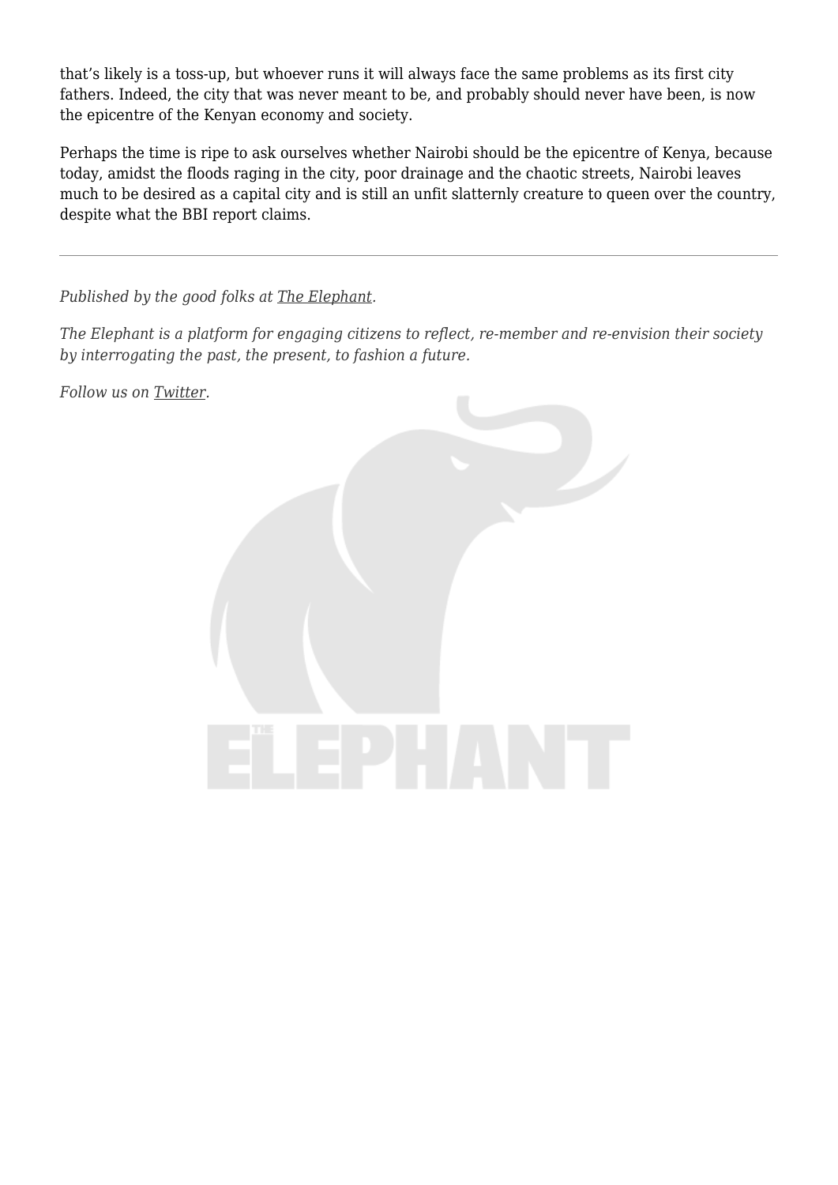that's likely is a toss-up, but whoever runs it will always face the same problems as its first city fathers. Indeed, the city that was never meant to be, and probably should never have been, is now the epicentre of the Kenyan economy and society.

Perhaps the time is ripe to ask ourselves whether Nairobi should be the epicentre of Kenya, because today, amidst the floods raging in the city, poor drainage and the chaotic streets, Nairobi leaves much to be desired as a capital city and is still an unfit slatternly creature to queen over the country, despite what the BBI report claims.

---

*Published by the good folks at The Elephant.*

*The Elephant is a platform for engaging citizens to reflect, re-member and re-envision their society by interrogating the past, the present, to fashion a future.*

*Follow us on Twitter.*